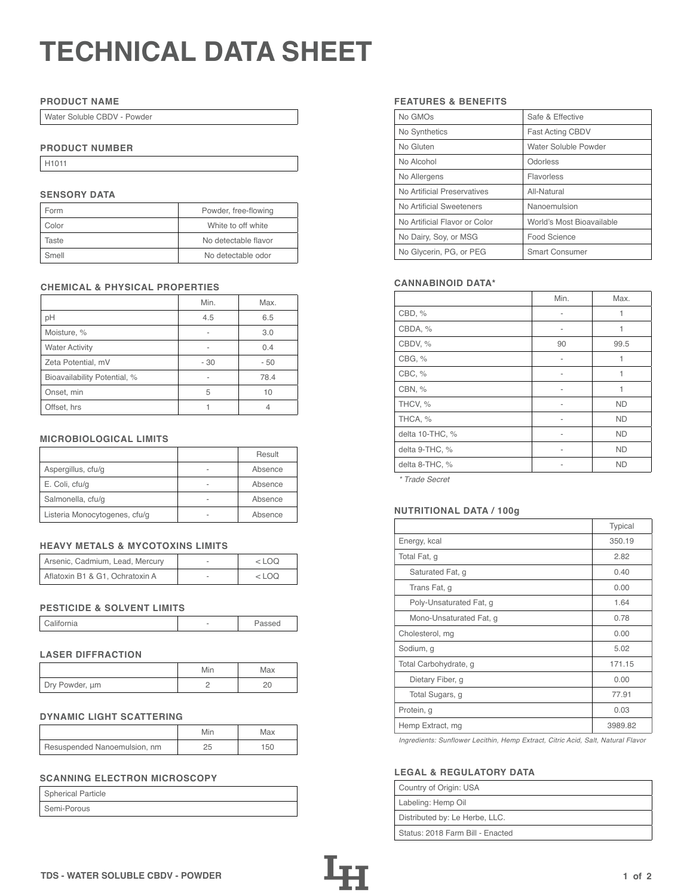# TECHNICAL DATA SHEET

## PRODUCT NAME

| Water Soluble CBDV - Powder |
|---|

## PRODUCT NUMBER

| H1011 |
|---|

## SENSORY DATA

| | |
|---|---|
| Form | Powder, free-flowing |
| Color | White to off white |
| Taste | No detectable flavor |
| Smell | No detectable odor |

## CHEMICAL & PHYSICAL PROPERTIES

| | Min. | Max. |
|---|---|---|
| pH | 4.5 | 6.5 |
| Moisture, % | - | 3.0 |
| Water Activity | - | 0.4 |
| Zeta Potential, mV | - 30 | - 50 |
| Bioavailability Potential, % | - | 78.4 |
| Onset, min | 5 | 10 |
| Offset, hrs | 1 | 4 |

## MICROBIOLOGICAL LIMITS

| | | Result |
|---|---|---|
| Aspergillus, cfu/g | - | Absence |
| E. Coli, cfu/g | - | Absence |
| Salmonella, cfu/g | - | Absence |
| Listeria Monocytogenes, cfu/g | - | Absence |

## HEAVY METALS & MYCOTOXINS LIMITS

| | | |
|---|---|---|
| Arsenic, Cadmium, Lead, Mercury | - | < LOQ |
| Aflatoxin B1 & G1, Ochratoxin A | - | < LOQ |

## PESTICIDE & SOLVENT LIMITS

| | | |
|---|---|---|
| California | - | Passed |

## LASER DIFFRACTION

| | Min | Max |
|---|---|---|
| Dry Powder, µm | 2 | 20 |

## DYNAMIC LIGHT SCATTERING

| | Min | Max |
|---|---|---|
| Resuspended Nanoemulsion, nm | 25 | 150 |

## SCANNING ELECTRON MICROSCOPY

| |
|---|
| Spherical Particle |
| Semi-Porous |

## FEATURES & BENEFITS

| | |
|---|---|
| No GMOs | Safe & Effective |
| No Synthetics | Fast Acting CBDV |
| No Gluten | Water Soluble Powder |
| No Alcohol | Odorless |
| No Allergens | Flavorless |
| No Artificial Preservatives | All-Natural |
| No Artificial Sweeteners | Nanoemulsion |
| No Artificial Flavor or Color | World's Most Bioavailable |
| No Dairy, Soy, or MSG | Food Science |
| No Glycerin, PG, or PEG | Smart Consumer |

## CANNABINOID DATA*

| | Min. | Max. |
|---|---|---|
| CBD, % | - | 1 |
| CBDA, % | - | 1 |
| CBDV, % | 90 | 99.5 |
| CBG, % | - | 1 |
| CBC, % | - | 1 |
| CBN, % | - | 1 |
| THCV, % | - | ND |
| THCA, % | - | ND |
| delta 10-THC, % | - | ND |
| delta 9-THC, % | - | ND |
| delta 8-THC, % | - | ND |

*\* Trade Secret*

## NUTRITIONAL DATA / 100g

| | Typical |
|---|---|
| Energy, kcal | 350.19 |
| Total Fat, g | 2.82 |
| Saturated Fat, g | 0.40 |
| Trans Fat, g | 0.00 |
| Poly-Unsaturated Fat, g | 1.64 |
| Mono-Unsaturated Fat, g | 0.78 |
| Cholesterol, mg | 0.00 |
| Sodium, g | 5.02 |
| Total Carbohydrate, g | 171.15 |
| Dietary Fiber, g | 0.00 |
| Total Sugars, g | 77.91 |
| Protein, g | 0.03 |
| Hemp Extract, mg | 3989.82 |

*Ingredients: Sunflower Lecithin, Hemp Extract, Citric Acid, Salt, Natural Flavor*

## LEGAL & REGULATORY DATA

| |
|---|
| Country of Origin: USA |
| Labeling: Hemp Oil |
| Distributed by: Le Herbe, LLC. |
| Status: 2018 Farm Bill - Enacted |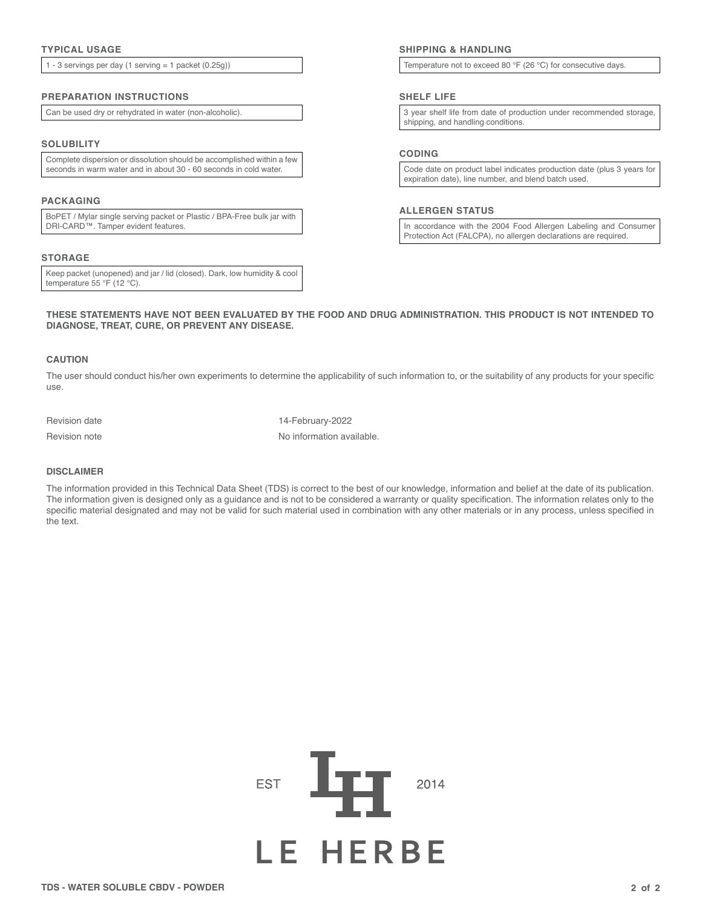### TYPICAL USAGE

1 - 3 servings per day (1 serving = 1 packet (0.25g))

### PREPARATION INSTRUCTIONS

Can be used dry or rehydrated in water (non-alcoholic).

### SOLUBILITY

Complete dispersion or dissolution should be accomplished within a few seconds in warm water and in about 30 - 60 seconds in cold water.

### PACKAGING

BoPET / Mylar single serving packet or Plastic / BPA-Free bulk jar with DRI-CARD™. Tamper evident features.

### STORAGE

Keep packet (unopened) and jar / lid (closed). Dark, low humidity & cool temperature 55 °F (12 °C).

### SHIPPING & HANDLING

Temperature not to exceed 80 °F (26 °C) for consecutive days.

### SHELF LIFE

3 year shelf life from date of production under recommended storage, shipping, and handling conditions.

### CODING

Code date on product label indicates production date (plus 3 years for expiration date), line number, and blend batch used.

### ALLERGEN STATUS

In accordance with the 2004 Food Allergen Labeling and Consumer Protection Act (FALCPA), no allergen declarations are required.

**THESE STATEMENTS HAVE NOT BEEN EVALUATED BY THE FOOD AND DRUG ADMINISTRATION. THIS PRODUCT IS NOT INTENDED TO DIAGNOSE, TREAT, CURE, OR PREVENT ANY DISEASE.**

### CAUTION

The user should conduct his/her own experiments to determine the applicability of such information to, or the suitability of any products for your specific use.

| | |
|---|---|
| Revision date | 14-February-2022 |
| Revision note | No information available. |

### DISCLAIMER

The information provided in this Technical Data Sheet (TDS) is correct to the best of our knowledge, information and belief at the date of its publication. The information given is designed only as a guidance and is not to be considered a warranty or quality specification. The information relates only to the specific material designated and may not be valid for such material used in combination with any other materials or in any process, unless specified in the text.

EST LH 2014

LE HERBE